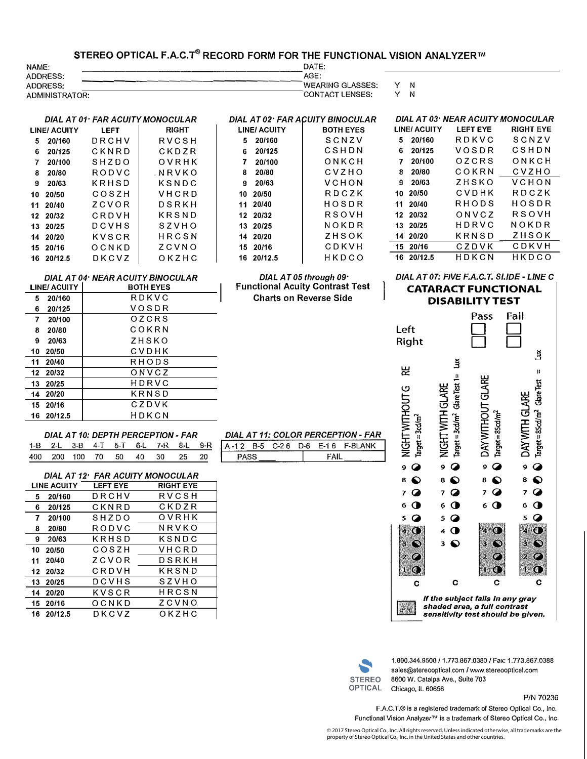# STEREO OPTICAL F.A.C.T® RECORD FORM FOR THE FUNCTIONAL VISION ANALYZER™

NAME: ______________________ DATE: ______________________

ADDRESS: ______________________ AGE: ______________________

ADDRESS: ______________________ WEARING GLASSES: Y N

ADMINISTRATOR: ______________________ CONTACT LENSES: Y N

### DIAL AT 01· FAR ACUITY MONOCULAR

| LINE/ ACUITY | | LEFT | RIGHT |
|---|---|---|---|
| 5 | 20/160 | DRCHV | RVCSH |
| 6 | 20/125 | CKNRD | CKDZR |
| 7 | 20/100 | SHZDO | OVRHK |
| 8 | 20/80 | RODVC | NRVKO |
| 9 | 20/63 | KRHSD | KSNDC |
| 10 | 20/50 | COSZH | VHCRD |
| 11 | 20/40 | ZCVOR | DSRKH |
| 12 | 20/32 | CRDVH | KRSND |
| 13 | 20/25 | DCVHS | SZVHO |
| 14 | 20/20 | KVSCR | HRCSN |
| 15 | 20/16 | OCNKD | ZCVNO |
| 16 | 20/12.5 | DKCVZ | OKZHC |

### DIAL AT 02· FAR ACUITY BINOCULAR

| LINE/ ACUITY | | BOTH EYES |
|---|---|---|
| 5 | 20/160 | SCNZV |
| 6 | 20/125 | CSHDN |
| 7 | 20/100 | ONKCH |
| 8 | 20/80 | CVZHO |
| 9 | 20/63 | VCHON |
| 10 | 20/50 | RDCZK |
| 11 | 20/40 | HOSDR |
| 12 | 20/32 | RSOVH |
| 13 | 20/25 | NOKDR |
| 14 | 20/20 | ZHSOK |
| 15 | 20/16 | CDKVH |
| 16 | 20/12.5 | HKDCO |

### DIAL AT 03· NEAR ACUITY MONOCULAR

| LINE/ ACUITY | | LEFT EYE | RIGHT EYE |
|---|---|---|---|
| 5 | 20/160 | RDKVC | SCNZV |
| 6 | 20/125 | VOSDR | CSHDN |
| 7 | 20/100 | OZCRS | ONKCH |
| 8 | 20/80 | COKRN | CVZHO |
| 9 | 20/63 | ZHSKO | VCHON |
| 10 | 20/50 | CVDHK | RDCZK |
| 11 | 20/40 | RHODS | HOSDR |
| 12 | 20/32 | ONVCZ | RSOVH |
| 13 | 20/25 | HDRVC | NOKDR |
| 14 | 20/20 | KRNSD | ZHSOK |
| 15 | 20/16 | CZDVK | CDKVH |
| 16 | 20/12.5 | HDKCN | HKDCO |

### DIAL AT 04· NEAR ACUITY BINOCULAR

| LINE/ ACUITY | | BOTH EYES |
|---|---|---|
| 5 | 20/160 | RDKVC |
| 6 | 20/125 | VOSDR |
| 7 | 20/100 | OZCRS |
| 8 | 20/80 | COKRN |
| 9 | 20/63 | ZHSKO |
| 10 | 20/50 | CVDHK |
| 11 | 20/40 | RHODS |
| 12 | 20/32 | ONVCZ |
| 13 | 20/25 | HDRVC |
| 14 | 20/20 | KRNSD |
| 15 | 20/16 | CZDVK |
| 16 | 20/12.5 | HDKCN |

### DIAL AT 05 through 09·

**Functional Acuity Contrast Test Charts on Reverse Side**

### DIAL AT 07: FIVE F.A.C.T. SLIDE - LINE C

## CATARACT FUNCTIONAL DISABILITY TEST

| | Pass | Fail |
|---|---|---|
| Left | ☐ | ☐ |
| Right | ☐ | ☐ |

| NIGHT WITHOUT GLARE (Target = $3cd/m^2$) | NIGHT WITH GLARE (Target = $3cd/m^2$, Glare Test 1= Lux) | DAY WITHOUT GLARE (Target = $85cd/m^2$) | DAY WITH GLARE (Target = $85cd/m^2$, Glare Test = Lux) |
|---|---|---|---|
| 9 | 9 | 9 | 9 |
| 8 | 8 | 8 | 8 |
| 7 | 7 | 7 | 7 |
| 6 | 6 | 6 | 6 |
| 5 | 5 | 5 | 5 |
| 4 | 4 | 4 | 4 |
| 3 | 3 | 3 | 3 |
| 2 | | 2 | 2 |
| 1 | | 1 | 1 |
| C | C | C | C |

*If the subject falls in any gray shaded area, a full contrast sensitivity test should be given.*

### DIAL AT 10: DEPTH PERCEPTION - FAR

| 1-B | 2-L | 3-B | 4-T | 5-T | 6-L | 7-R | 8-L | 9-R |
|---|---|---|---|---|---|---|---|---|
| 400 | 200 | 100 | 70 | 50 | 40 | 30 | 25 | 20 |

### DIAL AT 11: COLOR PERCEPTION - FAR

| A-12 | B-5 | C-26 | D-6 | E-16 | F-BLANK |
|---|---|---|---|---|---|
| PASS ____ | | | FAIL ____ | | |

### DIAL AT 12· FAR ACUITY MONOCULAR

| LINE ACUITY | | LEFT EYE | RIGHT EYE |
|---|---|---|---|
| 5 | 20/160 | DRCHV | RVCSH |
| 6 | 20/125 | CKNRD | CKDZR |
| 7 | 20/100 | SHZDO | OVRHK |
| 8 | 20/80 | RODVC | NRVKO |
| 9 | 20/63 | KRHSD | KSNDC |
| 10 | 20/50 | COSZH | VHCRD |
| 11 | 20/40 | ZCVOR | DSRKH |
| 12 | 20/32 | CRDVH | KRSND |
| 13 | 20/25 | DCVHS | SZVHO |
| 14 | 20/20 | KVSCR | HRCSN |
| 15 | 20/16 | OCNKD | ZCVNO |
| 16 | 20/12.5 | DKCVZ | OKZHC |

STEREO OPTICAL

1.800.344.9500 / 1.773.867.0380 / Fax: 1.773.867.0388
sales@stereooptical.com / www.stereooptical.com
8600 W. Catalpa Ave., Suite 703
Chicago, IL 60656

P/N 70236

F.A.C.T.® is a registered trademark of Stereo Optical Co., Inc.
Functional Vision Analyzer™ is a trademark of Stereo Optical Co., Inc.

© 2017 Stereo Optical Co., Inc. All rights reserved. Unless indicated otherwise, all trademarks are the property of Stereo Optical Co., Inc. in the United States and other countries.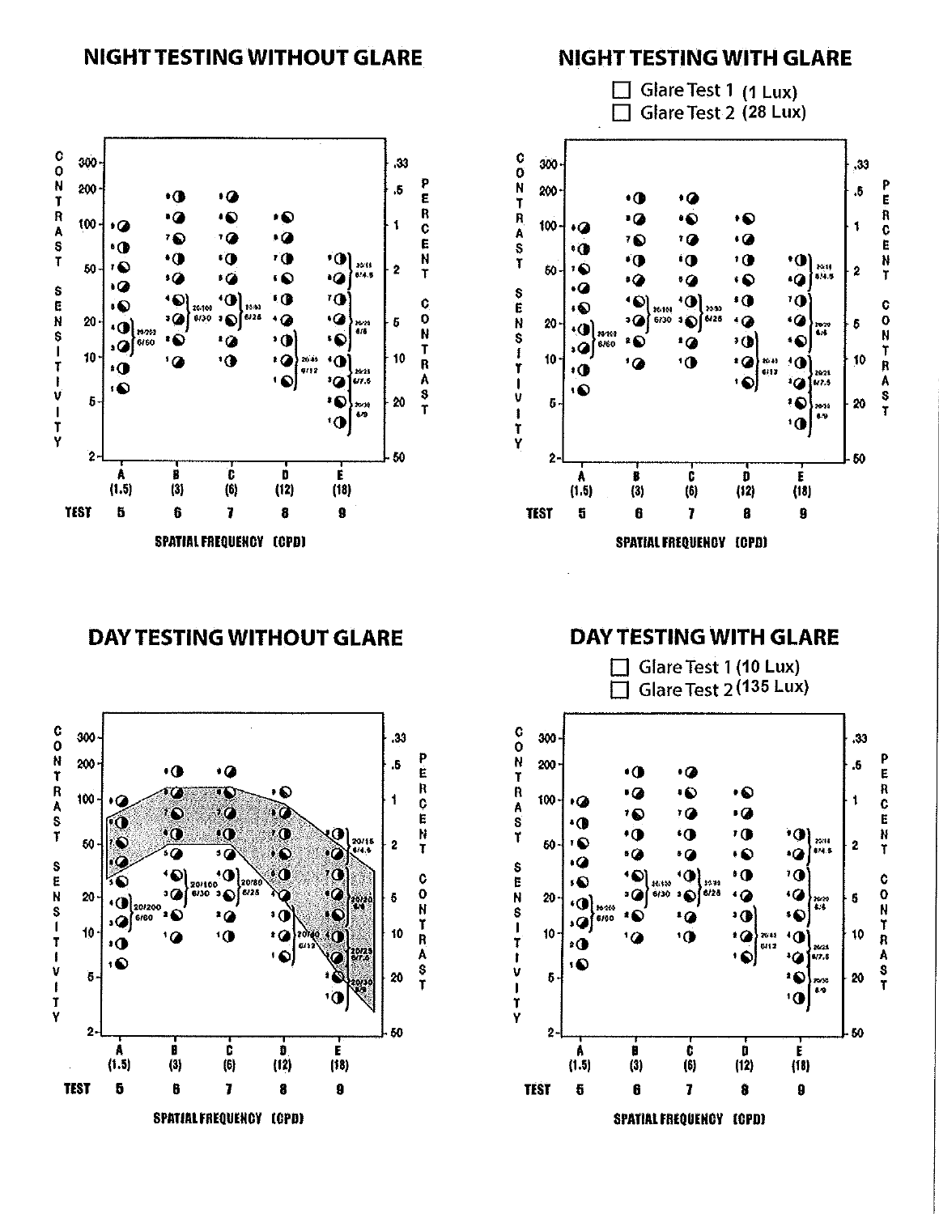## NIGHT TESTING WITHOUT GLARE

CONTRAST SENSITIVITY

300
200
100
50
20
10
5
2

PERCENT CONTRAST

.33
.5
1
2
5
10
20
50

20/200 6/60

20/100 6/30

20/50 6/25

20/40 6/12

20/15 6/4.5

20/20 6/6

20/25 6/7.5

20/30 6/9

A (1.5) B (3) C (6) D (12) E (18)

TEST 5 6 7 8 9

SPATIAL FREQUENCY (CPD)

## NIGHT TESTING WITH GLARE

☐ Glare Test 1 (1 Lux)
☐ Glare Test 2 (28 Lux)

CONTRAST SENSITIVITY

300
200
100
50
20
10
5
2

PERCENT CONTRAST

.33
.5
1
2
5
10
20
50

20/200 6/60

20/100 6/30

20/50 6/25

20/40 6/12

20/15 6/4.5

20/20 6/6

20/25 6/7.5

20/30 6/9

A (1.5) B (3) C (6) D (12) E (18)

TEST 5 6 7 8 9

SPATIAL FREQUENCY (CPD)

## DAY TESTING WITHOUT GLARE

CONTRAST SENSITIVITY

300
200
100
50
20
10
5
2

PERCENT CONTRAST

.33
.5
1
2
5
10
20
50

20/200 6/60

20/100 6/30

20/80 6/25

20/40 6/12

20/15 6/4.5

20/20 6/6

20/25 6/7.5

20/30 6/9

A (1.5) B (3) C (6) D (12) E (18)

TEST 5 6 7 8 9

SPATIAL FREQUENCY (CPD)

## DAY TESTING WITH GLARE

☐ Glare Test 1 (10 Lux)
☐ Glare Test 2 (135 Lux)

CONTRAST SENSITIVITY

300
200
100
50
20
10
5
2

PERCENT CONTRAST

.33
.5
1
2
5
10
20
50

20/200 6/60

20/100 6/30

20/50 6/25

20/40 6/12

20/15 6/4.5

20/20 6/6

20/25 6/7.5

20/30 6/9

A (1.5) B (3) C (6) D (12) E (18)

TEST 5 6 7 8 9

SPATIAL FREQUENCY (CPD)